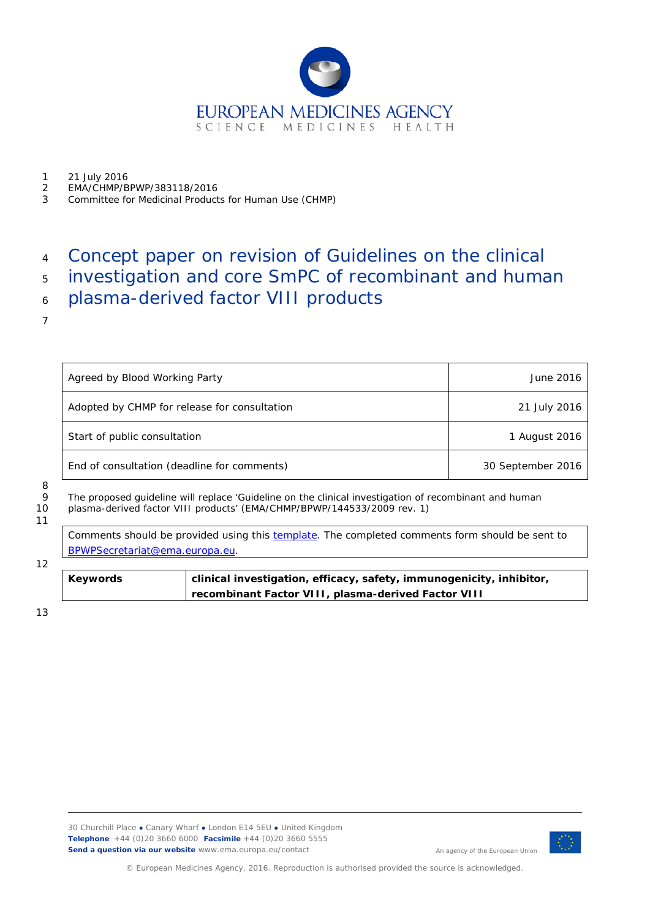21 July 2016
EMA/CHMP/BPWP/383118/2016
Committee for Medicinal Products for Human Use (CHMP)

# Concept paper on revision of Guidelines on the clinical investigation and core SmPC of recombinant and human plasma-derived factor VIII products

| | |
|---|---|
| Agreed by Blood Working Party | June 2016 |
| Adopted by CHMP for release for consultation | 21 July 2016 |
| Start of public consultation | 1 August 2016 |
| End of consultation (deadline for comments) | 30 September 2016 |

The proposed guideline will replace 'Guideline on the clinical investigation of recombinant and human plasma-derived factor VIII products' (EMA/CHMP/BPWP/144533/2009 rev. 1)

Comments should be provided using this template. The completed comments form should be sent to BPWPSecretariat@ema.europa.eu.

| | |
|---|---|
| **Keywords** | **clinical investigation, efficacy, safety, immunogenicity, inhibitor, recombinant Factor VIII, plasma-derived Factor VIII** |

30 Churchill Place ● Canary Wharf ● London E14 5EU ● United Kingdom
**Telephone** +44 (0)20 3660 6000 **Facsimile** +44 (0)20 3660 5555
**Send a question via our website** www.ema.europa.eu/contact

An agency of the European Union

© European Medicines Agency, 2016. Reproduction is authorised provided the source is acknowledged.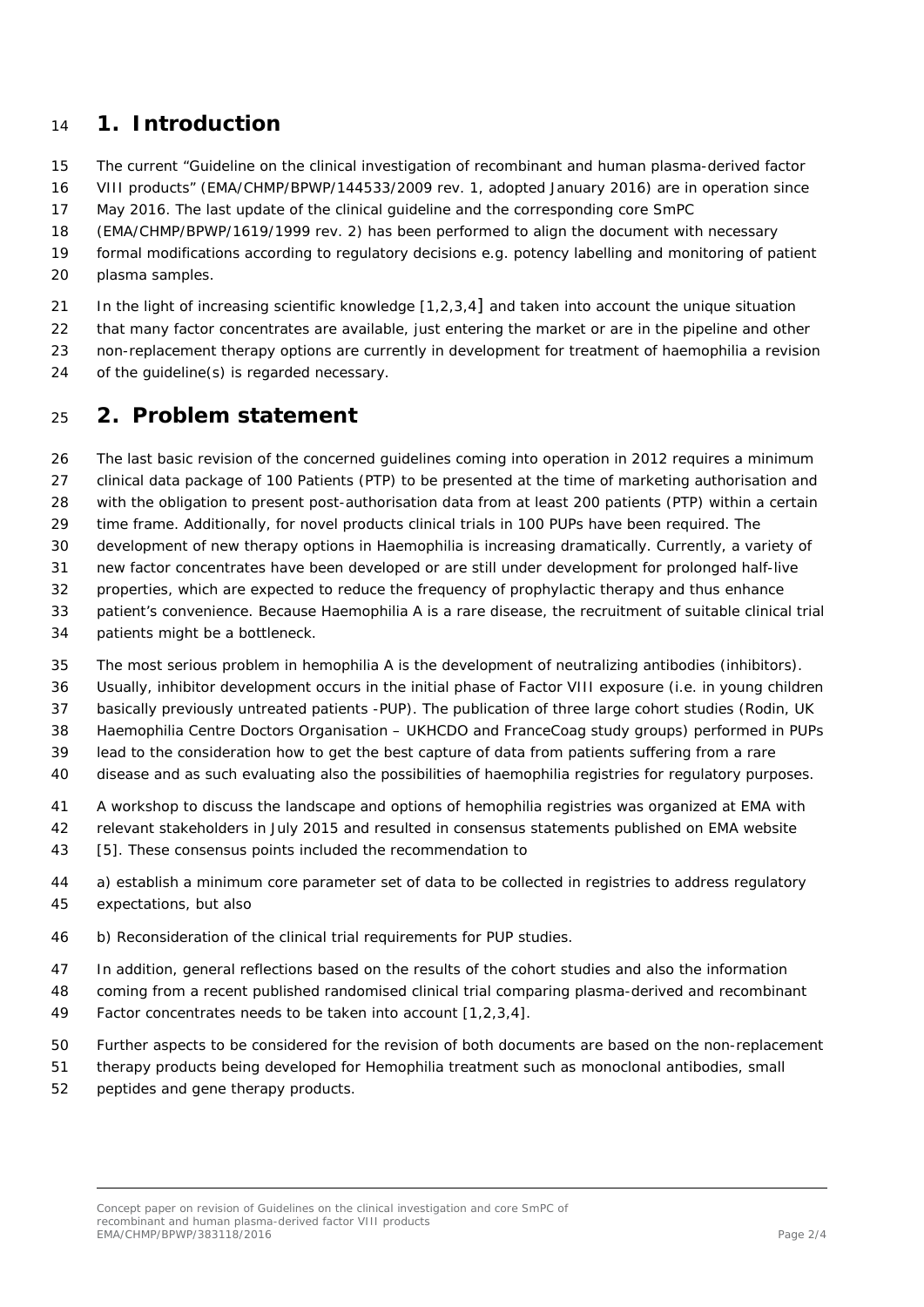# 1. Introduction

The current "Guideline on the clinical investigation of recombinant and human plasma-derived factor VIII products" (EMA/CHMP/BPWP/144533/2009 rev. 1, adopted January 2016) are in operation since May 2016. The last update of the clinical guideline and the corresponding core SmPC (EMA/CHMP/BPWP/1619/1999 rev. 2) has been performed to align the document with necessary formal modifications according to regulatory decisions e.g. potency labelling and monitoring of patient plasma samples.

In the light of increasing scientific knowledge [1,2,3,4] and taken into account the unique situation that many factor concentrates are available, just entering the market or are in the pipeline and other non-replacement therapy options are currently in development for treatment of haemophilia a revision of the guideline(s) is regarded necessary.

# 2. Problem statement

The last basic revision of the concerned guidelines coming into operation in 2012 requires a minimum clinical data package of 100 Patients (PTP) to be presented at the time of marketing authorisation and with the obligation to present post-authorisation data from at least 200 patients (PTP) within a certain time frame. Additionally, for novel products clinical trials in 100 PUPs have been required. The development of new therapy options in Haemophilia is increasing dramatically. Currently, a variety of new factor concentrates have been developed or are still under development for prolonged half-live properties, which are expected to reduce the frequency of prophylactic therapy and thus enhance patient's convenience. Because Haemophilia A is a rare disease, the recruitment of suitable clinical trial patients might be a bottleneck.

The most serious problem in hemophilia A is the development of neutralizing antibodies (inhibitors). Usually, inhibitor development occurs in the initial phase of Factor VIII exposure (i.e. in young children basically previously untreated patients -PUP). The publication of three large cohort studies (Rodin, UK Haemophilia Centre Doctors Organisation – UKHCDO and FranceCoag study groups) performed in PUPs lead to the consideration how to get the best capture of data from patients suffering from a rare disease and as such evaluating also the possibilities of haemophilia registries for regulatory purposes.

A workshop to discuss the landscape and options of hemophilia registries was organized at EMA with relevant stakeholders in July 2015 and resulted in consensus statements published on EMA website [5]. These consensus points included the recommendation to

a) establish a minimum core parameter set of data to be collected in registries to address regulatory expectations, but also

b) Reconsideration of the clinical trial requirements for PUP studies.

In addition, general reflections based on the results of the cohort studies and also the information coming from a recent published randomised clinical trial comparing plasma-derived and recombinant Factor concentrates needs to be taken into account [1,2,3,4].

Further aspects to be considered for the revision of both documents are based on the non-replacement therapy products being developed for Hemophilia treatment such as monoclonal antibodies, small peptides and gene therapy products.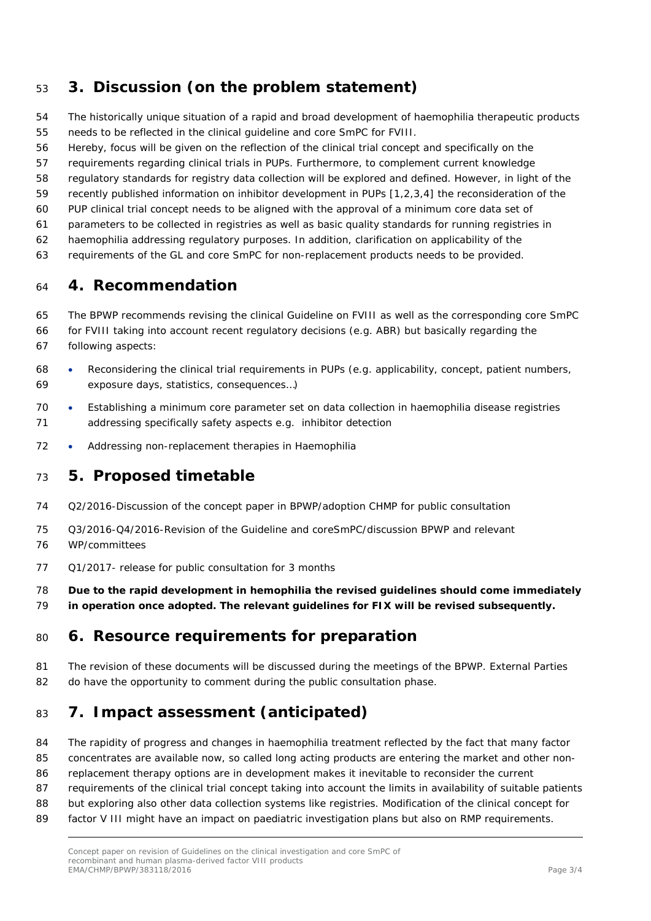## 3. Discussion (on the problem statement)

The historically unique situation of a rapid and broad development of haemophilia therapeutic products needs to be reflected in the clinical guideline and core SmPC for FVIII.
Hereby, focus will be given on the reflection of the clinical trial concept and specifically on the requirements regarding clinical trials in PUPs. Furthermore, to complement current knowledge regulatory standards for registry data collection will be explored and defined. However, in light of the recently published information on inhibitor development in PUPs [1,2,3,4] the reconsideration of the PUP clinical trial concept needs to be aligned with the approval of a minimum core data set of parameters to be collected in registries as well as basic quality standards for running registries in haemophilia addressing regulatory purposes. In addition, clarification on applicability of the requirements of the GL and core SmPC for non-replacement products needs to be provided.

## 4. Recommendation

The BPWP recommends revising the clinical Guideline on FVIII as well as the corresponding core SmPC for FVIII taking into account recent regulatory decisions (e.g. ABR) but basically regarding the following aspects:

- Reconsidering the clinical trial requirements in PUPs (e.g. applicability, concept, patient numbers, exposure days, statistics, consequences…)
- Establishing a minimum core parameter set on data collection in haemophilia disease registries addressing specifically safety aspects e.g. inhibitor detection
- Addressing non-replacement therapies in Haemophilia

## 5. Proposed timetable

Q2/2016-Discussion of the concept paper in BPWP/adoption CHMP for public consultation

Q3/2016-Q4/2016-Revision of the Guideline and coreSmPC/discussion BPWP and relevant WP/committees

Q1/2017- release for public consultation for 3 months

**Due to the rapid development in hemophilia the revised guidelines should come immediately in operation once adopted. The relevant guidelines for FIX will be revised subsequently.**

## 6. Resource requirements for preparation

The revision of these documents will be discussed during the meetings of the BPWP. External Parties do have the opportunity to comment during the public consultation phase.

## 7. Impact assessment (anticipated)

The rapidity of progress and changes in haemophilia treatment reflected by the fact that many factor concentrates are available now, so called long acting products are entering the market and other non-replacement therapy options are in development makes it inevitable to reconsider the current requirements of the clinical trial concept taking into account the limits in availability of suitable patients but exploring also other data collection systems like registries. Modification of the clinical concept for factor V III might have an impact on paediatric investigation plans but also on RMP requirements.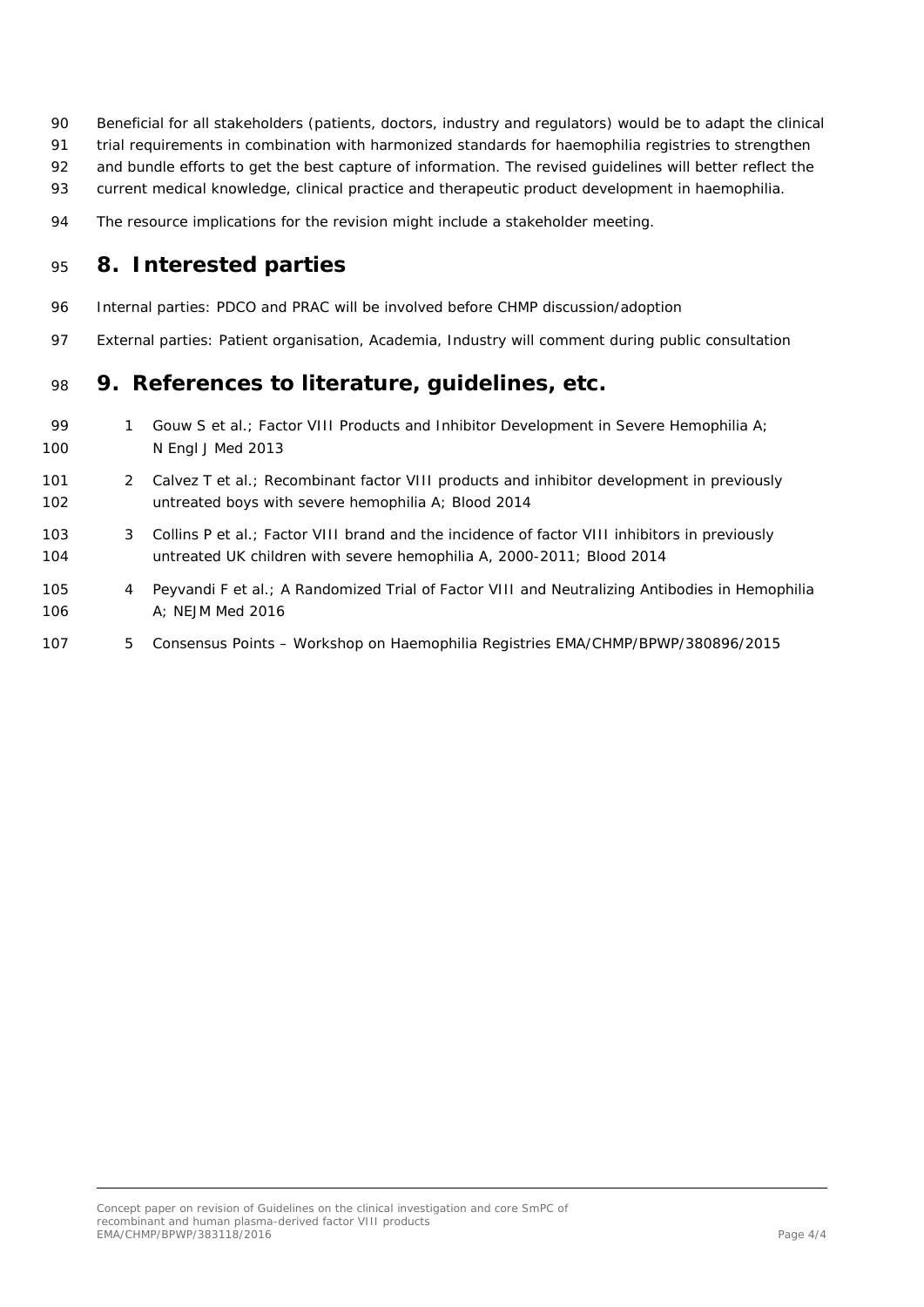Beneficial for all stakeholders (patients, doctors, industry and regulators) would be to adapt the clinical trial requirements in combination with harmonized standards for haemophilia registries to strengthen and bundle efforts to get the best capture of information. The revised guidelines will better reflect the current medical knowledge, clinical practice and therapeutic product development in haemophilia.

The resource implications for the revision might include a stakeholder meeting.

# 8. Interested parties

Internal parties: PDCO and PRAC will be involved before CHMP discussion/adoption

External parties: Patient organisation, Academia, Industry will comment during public consultation

# 9. References to literature, guidelines, etc.

1. Gouw S et al.; Factor VIII Products and Inhibitor Development in Severe Hemophilia A; N Engl J Med 2013
2. Calvez T et al.; Recombinant factor VIII products and inhibitor development in previously untreated boys with severe hemophilia A; Blood 2014
3. Collins P et al.; Factor VIII brand and the incidence of factor VIII inhibitors in previously untreated UK children with severe hemophilia A, 2000-2011; Blood 2014
4. Peyvandi F et al.; A Randomized Trial of Factor VIII and Neutralizing Antibodies in Hemophilia A; NEJM Med 2016
5. Consensus Points – Workshop on Haemophilia Registries EMA/CHMP/BPWP/380896/2015